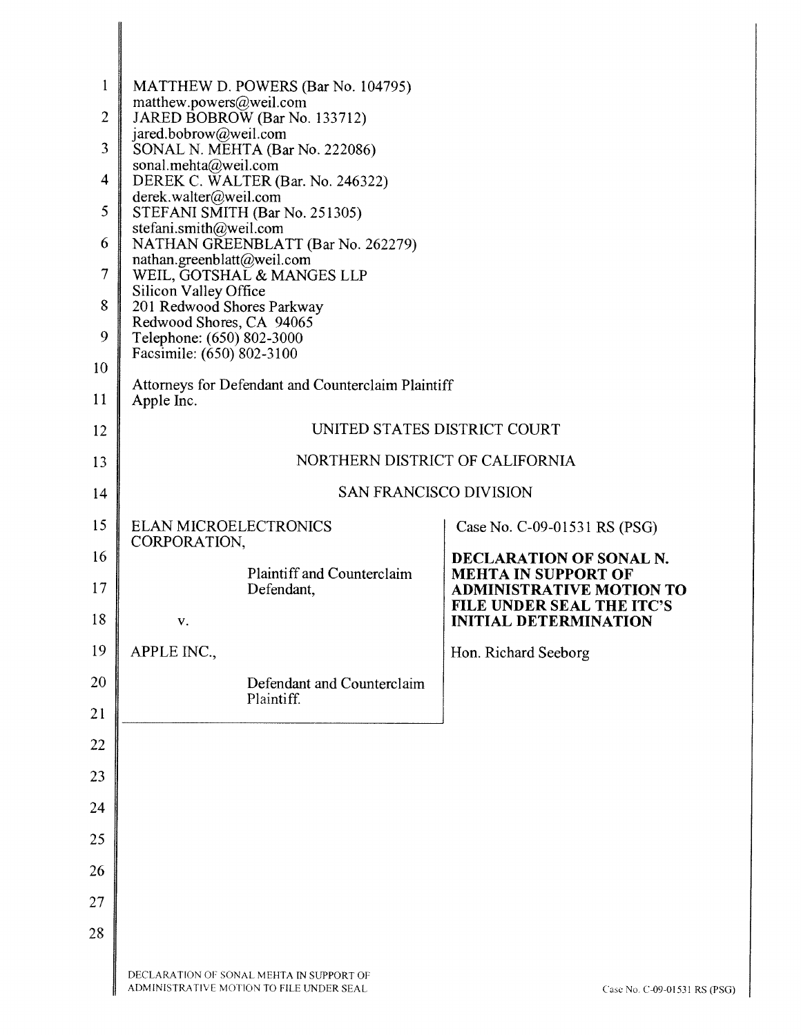MATTHEW D. POWERS (Bar No. 104795)
matthew.powers@weil.com
JARED BOBROW (Bar No. 133712)
jared.bobrow@weil.com
SONAL N. MEHTA (Bar No. 222086)
sonal.mehta@weil.com
DEREK C. WALTER (Bar. No. 246322)
derek.walter@weil.com
STEFANI SMITH (Bar No. 251305)
stefani.smith@weil.com
NATHAN GREENBLATT (Bar No. 262279)
nathan.greenblatt@weil.com
WEIL, GOTSHAL & MANGES LLP
Silicon Valley Office
201 Redwood Shores Parkway
Redwood Shores, CA 94065
Telephone: (650) 802-3000
Facsimile: (650) 802-3100

Attorneys for Defendant and Counterclaim Plaintiff
Apple Inc.

UNITED STATES DISTRICT COURT

NORTHERN DISTRICT OF CALIFORNIA

SAN FRANCISCO DIVISION

| | |
|---|---|
| ELAN MICROELECTRONICS CORPORATION,<br><br>Plaintiff and Counterclaim Defendant,<br><br>v.<br><br>APPLE INC.,<br><br>Defendant and Counterclaim Plaintiff. | Case No. C-09-01531 RS (PSG)<br><br>**DECLARATION OF SONAL N. MEHTA IN SUPPORT OF ADMINISTRATIVE MOTION TO FILE UNDER SEAL THE ITC'S INITIAL DETERMINATION**<br><br>Hon. Richard Seeborg |

DECLARATION OF SONAL MEHTA IN SUPPORT OF ADMINISTRATIVE MOTION TO FILE UNDER SEAL

Case No. C-09-01531 RS (PSG)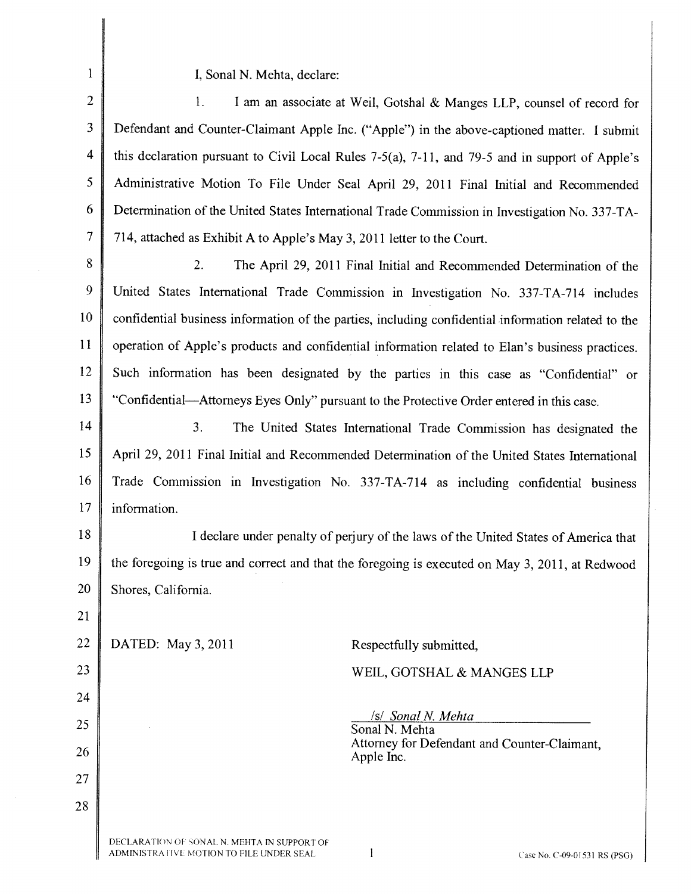I, Sonal N. Mehta, declare:

1. I am an associate at Weil, Gotshal & Manges LLP, counsel of record for Defendant and Counter-Claimant Apple Inc. ("Apple") in the above-captioned matter. I submit this declaration pursuant to Civil Local Rules 7-5(a), 7-11, and 79-5 and in support of Apple's Administrative Motion To File Under Seal April 29, 2011 Final Initial and Recommended Determination of the United States International Trade Commission in Investigation No. 337-TA-714, attached as Exhibit A to Apple's May 3, 2011 letter to the Court.

2. The April 29, 2011 Final Initial and Recommended Determination of the United States International Trade Commission in Investigation No. 337-TA-714 includes confidential business information of the parties, including confidential information related to the operation of Apple's products and confidential information related to Elan's business practices. Such information has been designated by the parties in this case as "Confidential" or "Confidential—Attorneys Eyes Only" pursuant to the Protective Order entered in this case.

3. The United States International Trade Commission has designated the April 29, 2011 Final Initial and Recommended Determination of the United States International Trade Commission in Investigation No. 337-TA-714 as including confidential business information.

I declare under penalty of perjury of the laws of the United States of America that the foregoing is true and correct and that the foregoing is executed on May 3, 2011, at Redwood Shores, California.

DATED: May 3, 2011

Respectfully submitted,

WEIL, GOTSHAL & MANGES LLP

*/s/ Sonal N. Mehta*
Sonal N. Mehta
Attorney for Defendant and Counter-Claimant, Apple Inc.